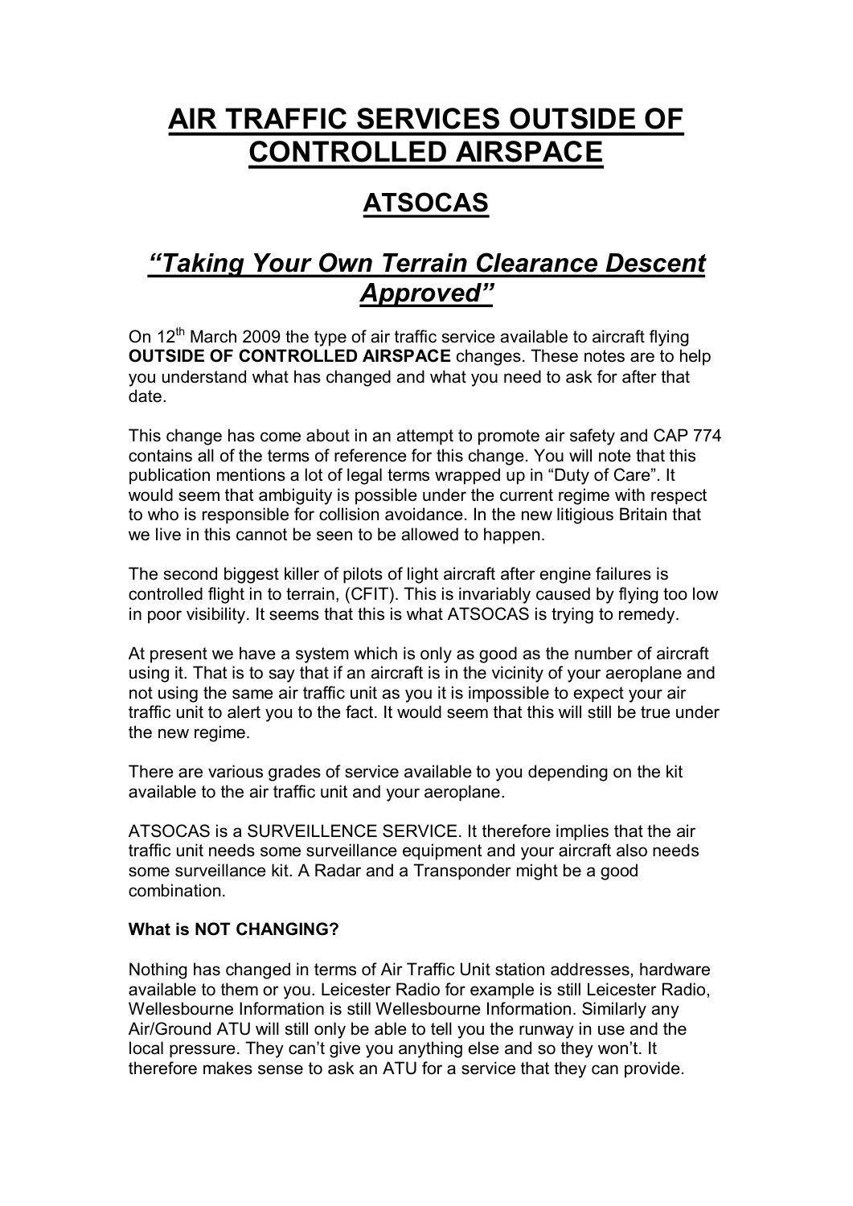# AIR TRAFFIC SERVICES OUTSIDE OF CONTROLLED AIRSPACE

## ATSOCAS

## *"Taking Your Own Terrain Clearance Descent Approved"*

On 12th March 2009 the type of air traffic service available to aircraft flying **OUTSIDE OF CONTROLLED AIRSPACE** changes. These notes are to help you understand what has changed and what you need to ask for after that date.

This change has come about in an attempt to promote air safety and CAP 774 contains all of the terms of reference for this change. You will note that this publication mentions a lot of legal terms wrapped up in "Duty of Care". It would seem that ambiguity is possible under the current regime with respect to who is responsible for collision avoidance. In the new litigious Britain that we live in this cannot be seen to be allowed to happen.

The second biggest killer of pilots of light aircraft after engine failures is controlled flight in to terrain, (CFIT). This is invariably caused by flying too low in poor visibility. It seems that this is what ATSOCAS is trying to remedy.

At present we have a system which is only as good as the number of aircraft using it. That is to say that if an aircraft is in the vicinity of your aeroplane and not using the same air traffic unit as you it is impossible to expect your air traffic unit to alert you to the fact. It would seem that this will still be true under the new regime.

There are various grades of service available to you depending on the kit available to the air traffic unit and your aeroplane.

ATSOCAS is a SURVEILLENCE SERVICE. It therefore implies that the air traffic unit needs some surveillance equipment and your aircraft also needs some surveillance kit. A Radar and a Transponder might be a good combination.

**What is NOT CHANGING?**

Nothing has changed in terms of Air Traffic Unit station addresses, hardware available to them or you. Leicester Radio for example is still Leicester Radio, Wellesbourne Information is still Wellesbourne Information. Similarly any Air/Ground ATU will still only be able to tell you the runway in use and the local pressure. They can't give you anything else and so they won't. It therefore makes sense to ask an ATU for a service that they can provide.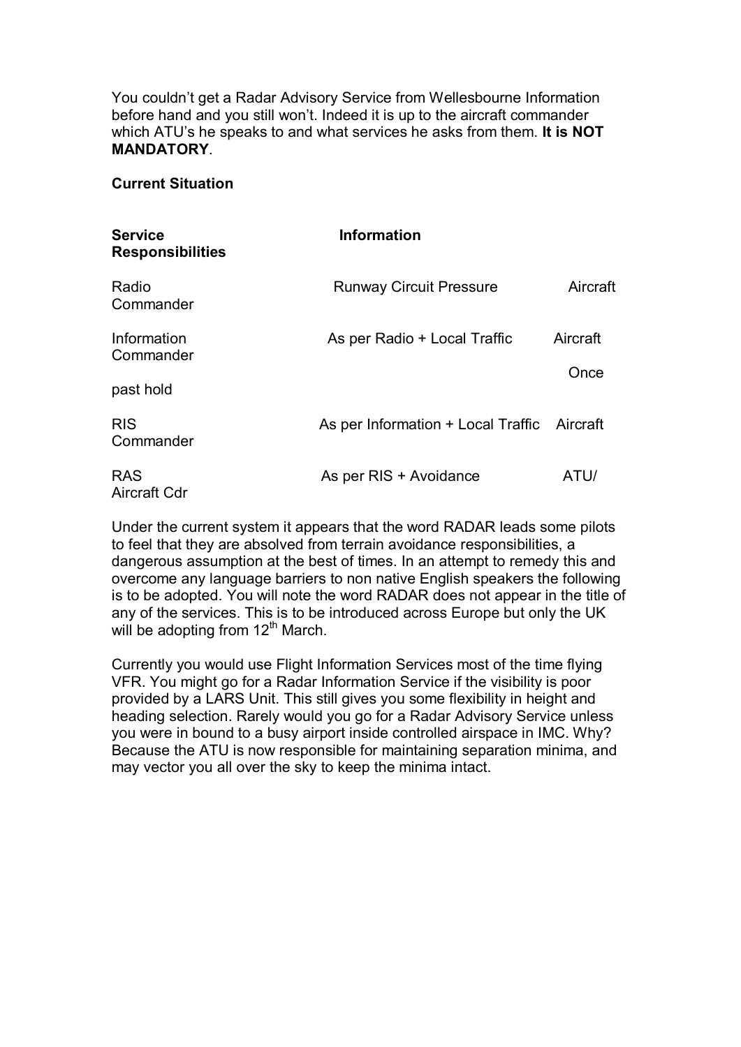You couldn't get a Radar Advisory Service from Wellesbourne Information before hand and you still won't. Indeed it is up to the aircraft commander which ATU's he speaks to and what services he asks from them. **It is NOT MANDATORY**.

**Current Situation**

| **Service** | **Information** | **Responsibilities** |
|---|---|---|
| Radio | Runway Circuit Pressure | Aircraft Commander |
| Information | As per Radio + Local Traffic | Aircraft Commander Once past hold |
| RIS | As per Information + Local Traffic | Aircraft Commander |
| RAS | As per RIS + Avoidance | ATU/ Aircraft Cdr |

Under the current system it appears that the word RADAR leads some pilots to feel that they are absolved from terrain avoidance responsibilities, a dangerous assumption at the best of times. In an attempt to remedy this and overcome any language barriers to non native English speakers the following is to be adopted. You will note the word RADAR does not appear in the title of any of the services. This is to be introduced across Europe but only the UK will be adopting from 12th March.

Currently you would use Flight Information Services most of the time flying VFR. You might go for a Radar Information Service if the visibility is poor provided by a LARS Unit. This still gives you some flexibility in height and heading selection. Rarely would you go for a Radar Advisory Service unless you were in bound to a busy airport inside controlled airspace in IMC. Why? Because the ATU is now responsible for maintaining separation minima, and may vector you all over the sky to keep the minima intact.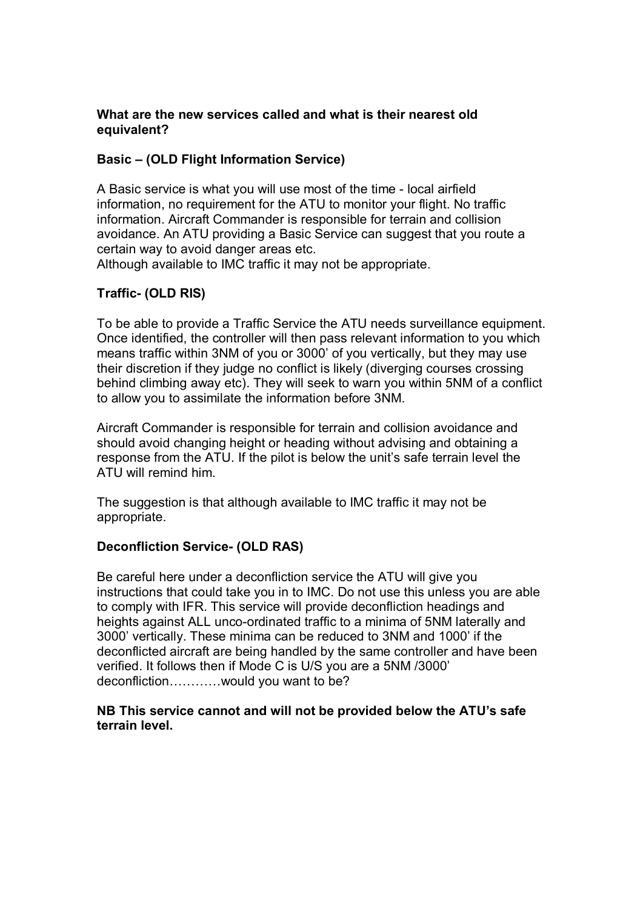**What are the new services called and what is their nearest old equivalent?**

**Basic – (OLD Flight Information Service)**

A Basic service is what you will use most of the time - local airfield information, no requirement for the ATU to monitor your flight. No traffic information. Aircraft Commander is responsible for terrain and collision avoidance. An ATU providing a Basic Service can suggest that you route a certain way to avoid danger areas etc.
Although available to IMC traffic it may not be appropriate.

**Traffic- (OLD RIS)**

To be able to provide a Traffic Service the ATU needs surveillance equipment. Once identified, the controller will then pass relevant information to you which means traffic within 3NM of you or 3000' of you vertically, but they may use their discretion if they judge no conflict is likely (diverging courses crossing behind climbing away etc). They will seek to warn you within 5NM of a conflict to allow you to assimilate the information before 3NM.

Aircraft Commander is responsible for terrain and collision avoidance and should avoid changing height or heading without advising and obtaining a response from the ATU. If the pilot is below the unit's safe terrain level the ATU will remind him.

The suggestion is that although available to IMC traffic it may not be appropriate.

**Deconfliction Service- (OLD RAS)**

Be careful here under a deconfliction service the ATU will give you instructions that could take you in to IMC. Do not use this unless you are able to comply with IFR. This service will provide deconfliction headings and heights against ALL unco-ordinated traffic to a minima of 5NM laterally and 3000' vertically. These minima can be reduced to 3NM and 1000' if the deconflicted aircraft are being handled by the same controller and have been verified. It follows then if Mode C is U/S you are a 5NM /3000' deconfliction…………would you want to be?

**NB This service cannot and will not be provided below the ATU's safe terrain level.**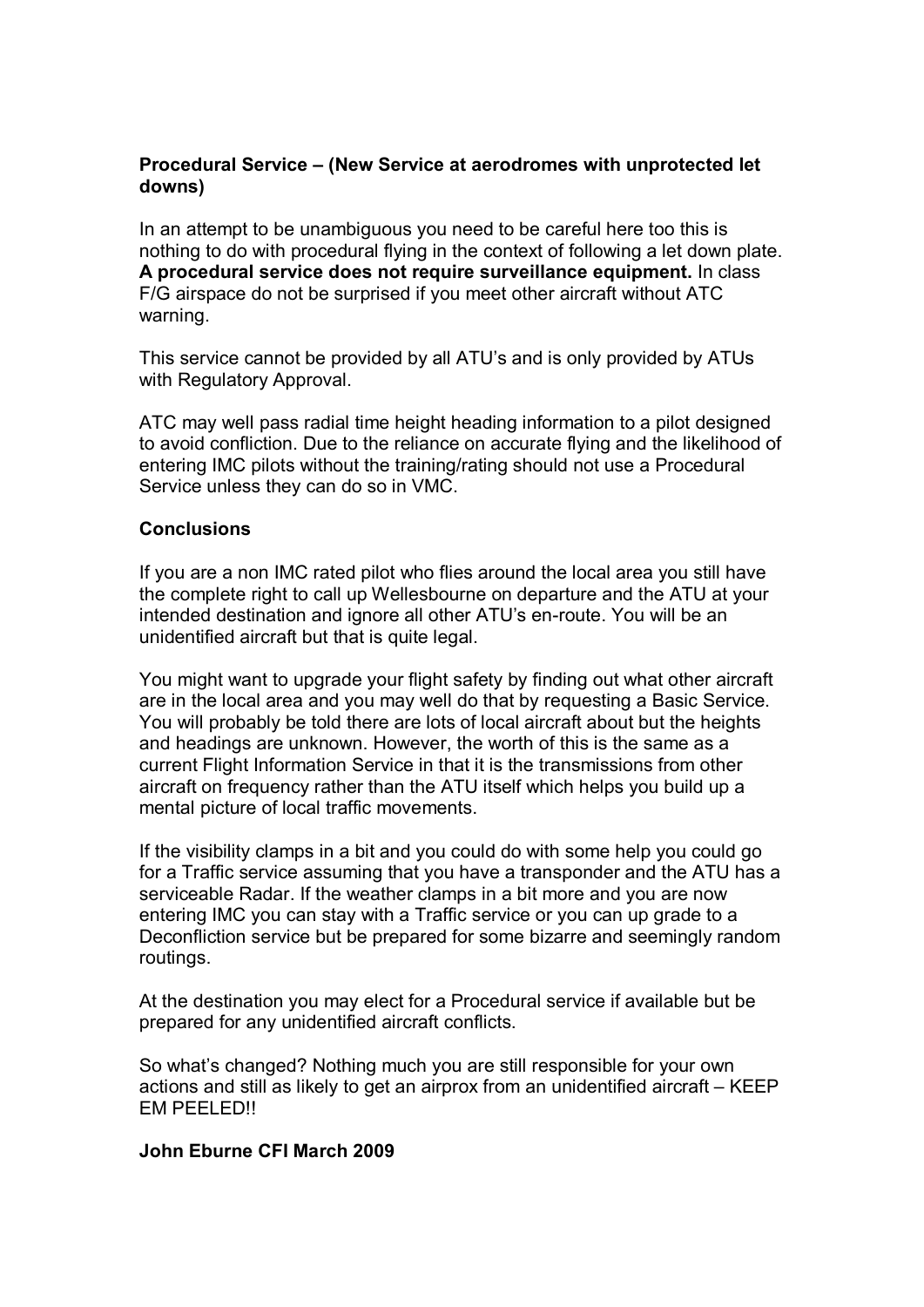**Procedural Service – (New Service at aerodromes with unprotected let downs)**

In an attempt to be unambiguous you need to be careful here too this is nothing to do with procedural flying in the context of following a let down plate. **A procedural service does not require surveillance equipment.** In class F/G airspace do not be surprised if you meet other aircraft without ATC warning.

This service cannot be provided by all ATU's and is only provided by ATUs with Regulatory Approval.

ATC may well pass radial time height heading information to a pilot designed to avoid confliction. Due to the reliance on accurate flying and the likelihood of entering IMC pilots without the training/rating should not use a Procedural Service unless they can do so in VMC.

**Conclusions**

If you are a non IMC rated pilot who flies around the local area you still have the complete right to call up Wellesbourne on departure and the ATU at your intended destination and ignore all other ATU's en-route. You will be an unidentified aircraft but that is quite legal.

You might want to upgrade your flight safety by finding out what other aircraft are in the local area and you may well do that by requesting a Basic Service. You will probably be told there are lots of local aircraft about but the heights and headings are unknown. However, the worth of this is the same as a current Flight Information Service in that it is the transmissions from other aircraft on frequency rather than the ATU itself which helps you build up a mental picture of local traffic movements.

If the visibility clamps in a bit and you could do with some help you could go for a Traffic service assuming that you have a transponder and the ATU has a serviceable Radar. If the weather clamps in a bit more and you are now entering IMC you can stay with a Traffic service or you can up grade to a Deconfliction service but be prepared for some bizarre and seemingly random routings.

At the destination you may elect for a Procedural service if available but be prepared for any unidentified aircraft conflicts.

So what's changed? Nothing much you are still responsible for your own actions and still as likely to get an airprox from an unidentified aircraft – KEEP EM PEELED!!

**John Eburne CFI March 2009**